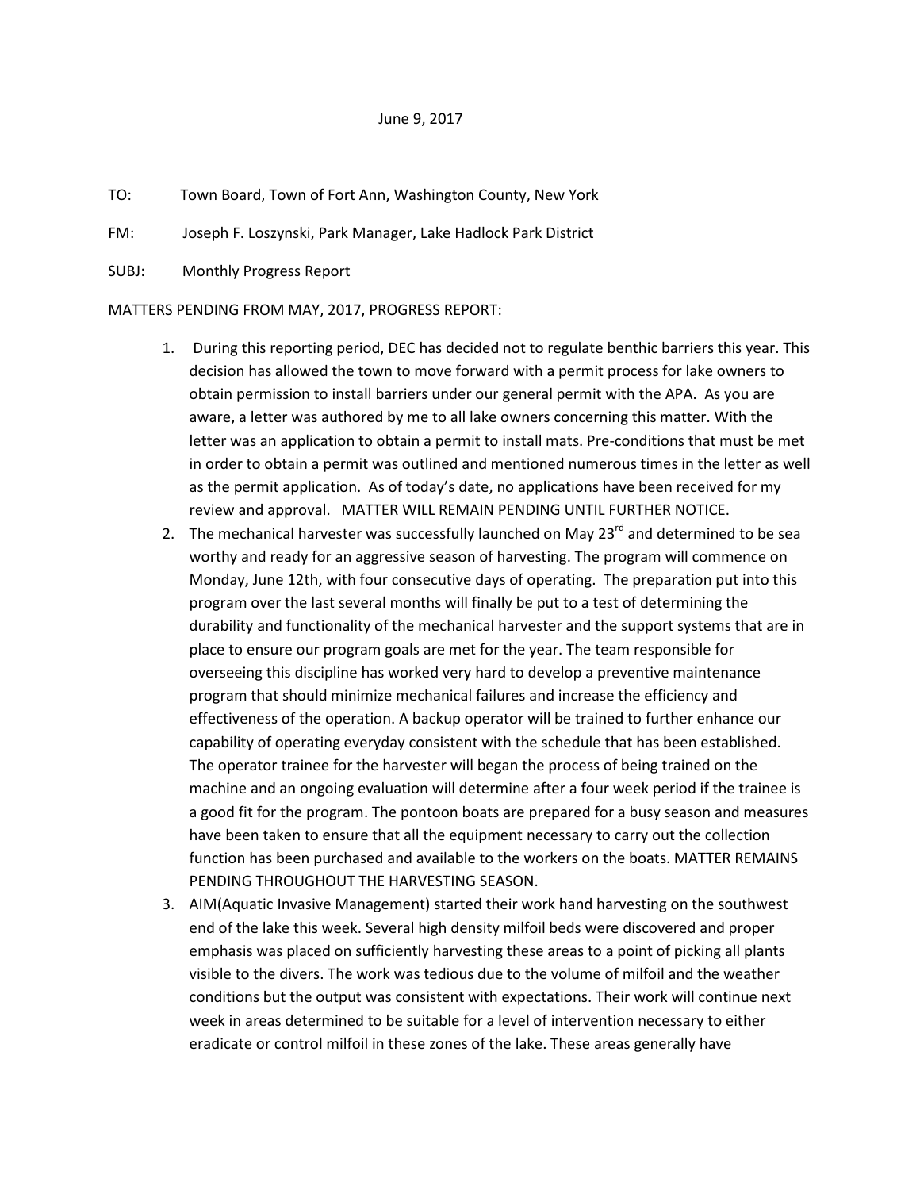June 9, 2017

TO: Town Board, Town of Fort Ann, Washington County, New York

FM: Joseph F. Loszynski, Park Manager, Lake Hadlock Park District

SUBJ: Monthly Progress Report

MATTERS PENDING FROM MAY, 2017, PROGRESS REPORT:

1. During this reporting period, DEC has decided not to regulate benthic barriers this year. This decision has allowed the town to move forward with a permit process for lake owners to obtain permission to install barriers under our general permit with the APA. As you are aware, a letter was authored by me to all lake owners concerning this matter. With the letter was an application to obtain a permit to install mats. Pre-conditions that must be met in order to obtain a permit was outlined and mentioned numerous times in the letter as well as the permit application. As of today's date, no applications have been received for my review and approval. MATTER WILL REMAIN PENDING UNTIL FURTHER NOTICE.
2. The mechanical harvester was successfully launched on May 23rd and determined to be sea worthy and ready for an aggressive season of harvesting. The program will commence on Monday, June 12th, with four consecutive days of operating. The preparation put into this program over the last several months will finally be put to a test of determining the durability and functionality of the mechanical harvester and the support systems that are in place to ensure our program goals are met for the year. The team responsible for overseeing this discipline has worked very hard to develop a preventive maintenance program that should minimize mechanical failures and increase the efficiency and effectiveness of the operation. A backup operator will be trained to further enhance our capability of operating everyday consistent with the schedule that has been established. The operator trainee for the harvester will began the process of being trained on the machine and an ongoing evaluation will determine after a four week period if the trainee is a good fit for the program. The pontoon boats are prepared for a busy season and measures have been taken to ensure that all the equipment necessary to carry out the collection function has been purchased and available to the workers on the boats. MATTER REMAINS PENDING THROUGHOUT THE HARVESTING SEASON.
3. AIM(Aquatic Invasive Management) started their work hand harvesting on the southwest end of the lake this week. Several high density milfoil beds were discovered and proper emphasis was placed on sufficiently harvesting these areas to a point of picking all plants visible to the divers. The work was tedious due to the volume of milfoil and the weather conditions but the output was consistent with expectations. Their work will continue next week in areas determined to be suitable for a level of intervention necessary to either eradicate or control milfoil in these zones of the lake. These areas generally have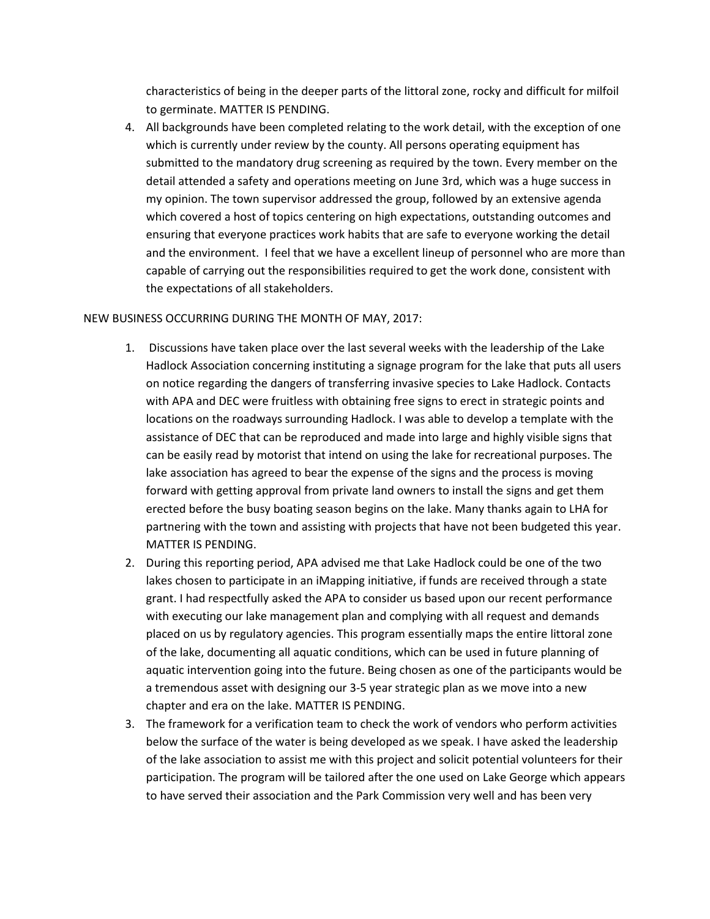characteristics of being in the deeper parts of the littoral zone, rocky and difficult for milfoil to germinate. MATTER IS PENDING.

4. All backgrounds have been completed relating to the work detail, with the exception of one which is currently under review by the county. All persons operating equipment has submitted to the mandatory drug screening as required by the town. Every member on the detail attended a safety and operations meeting on June 3rd, which was a huge success in my opinion. The town supervisor addressed the group, followed by an extensive agenda which covered a host of topics centering on high expectations, outstanding outcomes and ensuring that everyone practices work habits that are safe to everyone working the detail and the environment. I feel that we have a excellent lineup of personnel who are more than capable of carrying out the responsibilities required to get the work done, consistent with the expectations of all stakeholders.

NEW BUSINESS OCCURRING DURING THE MONTH OF MAY, 2017:

1. Discussions have taken place over the last several weeks with the leadership of the Lake Hadlock Association concerning instituting a signage program for the lake that puts all users on notice regarding the dangers of transferring invasive species to Lake Hadlock. Contacts with APA and DEC were fruitless with obtaining free signs to erect in strategic points and locations on the roadways surrounding Hadlock. I was able to develop a template with the assistance of DEC that can be reproduced and made into large and highly visible signs that can be easily read by motorist that intend on using the lake for recreational purposes. The lake association has agreed to bear the expense of the signs and the process is moving forward with getting approval from private land owners to install the signs and get them erected before the busy boating season begins on the lake. Many thanks again to LHA for partnering with the town and assisting with projects that have not been budgeted this year. MATTER IS PENDING.
2. During this reporting period, APA advised me that Lake Hadlock could be one of the two lakes chosen to participate in an iMapping initiative, if funds are received through a state grant. I had respectfully asked the APA to consider us based upon our recent performance with executing our lake management plan and complying with all request and demands placed on us by regulatory agencies. This program essentially maps the entire littoral zone of the lake, documenting all aquatic conditions, which can be used in future planning of aquatic intervention going into the future. Being chosen as one of the participants would be a tremendous asset with designing our 3-5 year strategic plan as we move into a new chapter and era on the lake. MATTER IS PENDING.
3. The framework for a verification team to check the work of vendors who perform activities below the surface of the water is being developed as we speak. I have asked the leadership of the lake association to assist me with this project and solicit potential volunteers for their participation. The program will be tailored after the one used on Lake George which appears to have served their association and the Park Commission very well and has been very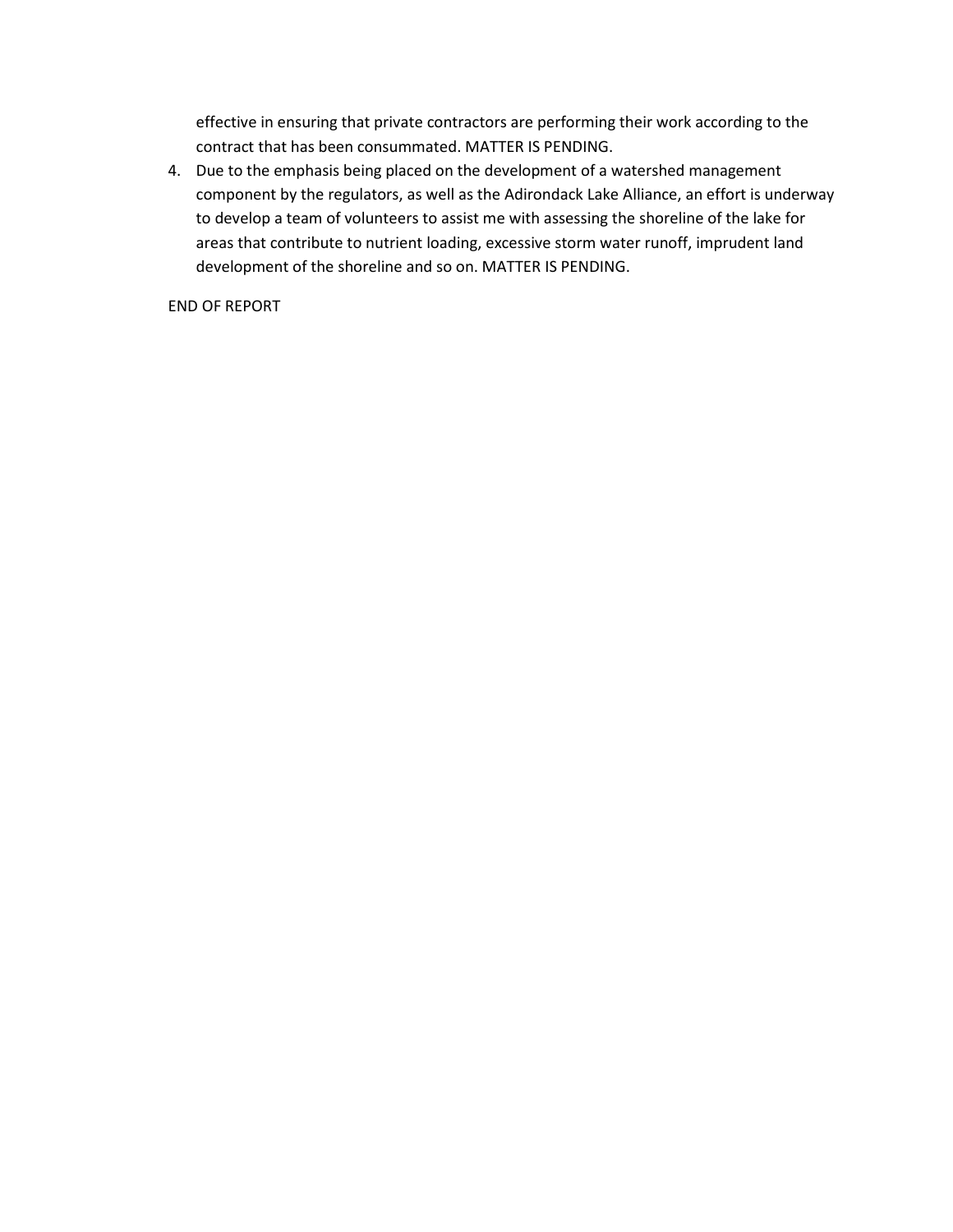effective in ensuring that private contractors are performing their work according to the contract that has been consummated. MATTER IS PENDING.

4. Due to the emphasis being placed on the development of a watershed management component by the regulators, as well as the Adirondack Lake Alliance, an effort is underway to develop a team of volunteers to assist me with assessing the shoreline of the lake for areas that contribute to nutrient loading, excessive storm water runoff, imprudent land development of the shoreline and so on. MATTER IS PENDING.

END OF REPORT